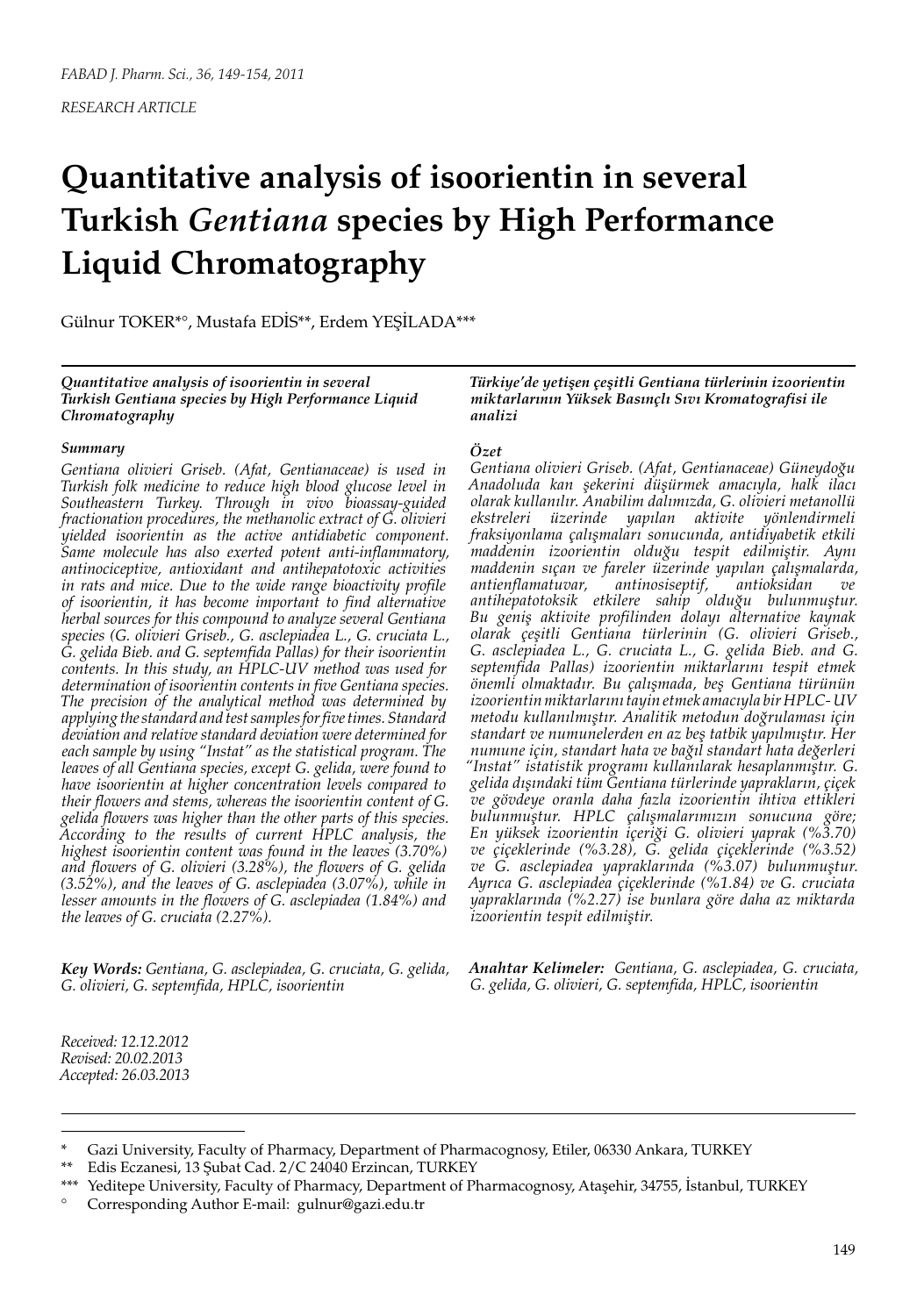RESEARCH ARTICLE

# Quantitative analysis of isoorientin in several Turkish *Gentiana* species by High Performance Liquid Chromatography

Gülnur TOKER*°, Mustafa EDİS**, Erdem YEŞİLADA***

***Quantitative analysis of isoorientin in several Turkish Gentiana species by High Performance Liquid Chromatography***

***Summary***

*Gentiana olivieri Griseb. (Afat, Gentianaceae) is used in Turkish folk medicine to reduce high blood glucose level in Southeastern Turkey. Through in vivo bioassay-guided fractionation procedures, the methanolic extract of G. olivieri yielded isoorientin as the active antidiabetic component. Same molecule has also exerted potent anti-inflammatory, antinociceptive, antioxidant and antihepatotoxic activities in rats and mice. Due to the wide range bioactivity profile of isoorientin, it has become important to find alternative herbal sources for this compound to analyze several Gentiana species (G. olivieri Griseb., G. asclepiadea L., G. cruciata L., G. gelida Bieb. and G. septemfida Pallas) for their isoorientin contents. In this study, an HPLC-UV method was used for determination of isoorientin contents in five Gentiana species. The precision of the analytical method was determined by applying the standard and test samples for five times. Standard deviation and relative standard deviation were determined for each sample by using "Instat" as the statistical program. The leaves of all Gentiana species, except G. gelida, were found to have isoorientin at higher concentration levels compared to their flowers and stems, whereas the isoorientin content of G. gelida flowers was higher than the other parts of this species. According to the results of current HPLC analysis, the highest isoorientin content was found in the leaves (3.70%) and flowers of G. olivieri (3.28%), the flowers of G. gelida (3.52%), and the leaves of G. asclepiadea (3.07%), while in lesser amounts in the flowers of G. asclepiadea (1.84%) and the leaves of G. cruciata (2.27%).*

***Key Words:** Gentiana, G. asclepiadea, G. cruciata, G. gelida, G. olivieri, G. septemfida, HPLC, isoorientin*

***Türkiye'de yetişen çeşitli Gentiana türlerinin izoorientin miktarlarının Yüksek Basınçlı Sıvı Kromatografisi ile analizi***

***Özet***

*Gentiana olivieri Griseb. (Afat, Gentianaceae) Güneydoğu Anadoluda kan şekerini düşürmek amacıyla, halk ilacı olarak kullanılır. Anabilim dalımızda, G. olivieri metanollü ekstreleri üzerinde yapılan aktivite yönlendirmeli fraksiyonlama çalışmaları sonucunda, antidiyabetik etkili maddenin izoorientin olduğu tespit edilmiştir. Aynı maddenin sıçan ve fareler üzerinde yapılan çalışmalarda, antienflamatuvar, antinosiseptif, antioksidan ve antihepatotoksik etkilere sahip olduğu bulunmuştur. Bu geniş aktivite profilinden dolayı alternative kaynak olarak çeşitli Gentiana türlerinin (G. olivieri Griseb., G. asclepiadea L., G. cruciata L., G. gelida Bieb. and G. septemfida Pallas) izoorientin miktarlarını tespit etmek önemli olmaktadır. Bu çalışmada, beş Gentiana türünün izoorientin miktarlarını tayin etmek amacıyla bir HPLC- UV metodu kullanılmıştır. Analitik metodun doğrulaması için standart ve numunelerden en az beş tatbik yapılmıştır. Her numune için, standart hata ve bağıl standart hata değerleri "Instat" istatistik programı kullanılarak hesaplanmıştır. G. gelida dışındaki tüm Gentiana türlerinde yaprakların, çiçek ve gövdeye oranla daha fazla izoorientin ihtiva ettikleri bulunmuştur. HPLC çalışmalarımızın sonucuna göre; En yüksek izoorientin içeriği G. olivieri yaprak (%3.70) ve çiçeklerinde (%3.28), G. gelida çiçeklerinde (%3.52) ve G. asclepiadea yapraklarında (%3.07) bulunmuştur. Ayrıca G. asclepiadea çiçeklerinde (%1.84) ve G. cruciata yapraklarında (%2.27) ise bunlara göre daha az miktarda izoorientin tespit edilmiştir.*

***Anahtar Kelimeler:** Gentiana, G. asclepiadea, G. cruciata, G. gelida, G. olivieri, G. septemfida, HPLC, isoorientin*

*Received: 12.12.2012*
*Revised: 20.02.2013*
*Accepted: 26.03.2013*

---

\* Gazi University, Faculty of Pharmacy, Department of Pharmacognosy, Etiler, 06330 Ankara, TURKEY

\*\* Edis Eczanesi, 13 Şubat Cad. 2/C 24040 Erzincan, TURKEY

\*\*\* Yeditepe University, Faculty of Pharmacy, Department of Pharmacognosy, Ataşehir, 34755, İstanbul, TURKEY

° Corresponding Author E-mail: gulnur@gazi.edu.tr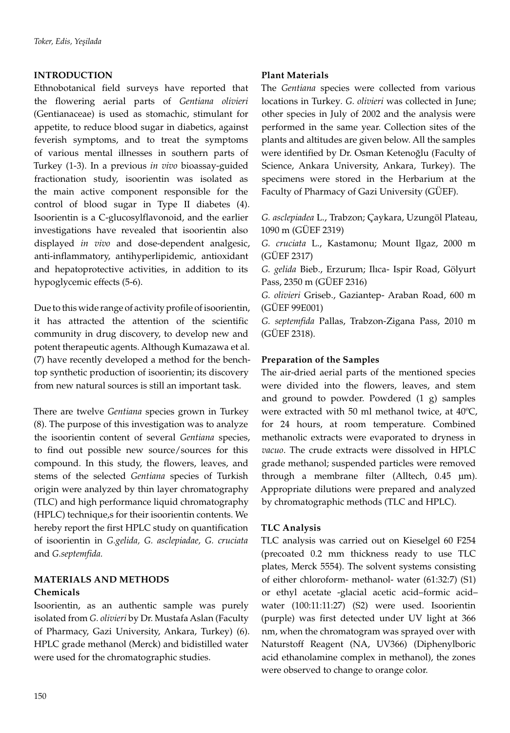## INTRODUCTION

Ethnobotanical field surveys have reported that the flowering aerial parts of *Gentiana olivieri* (Gentianaceae) is used as stomachic, stimulant for appetite, to reduce blood sugar in diabetics, against feverish symptoms, and to treat the symptoms of various mental illnesses in southern parts of Turkey (1-3). In a previous *in vivo* bioassay-guided fractionation study, isoorientin was isolated as the main active component responsible for the control of blood sugar in Type II diabetes (4). Isoorientin is a C-glucosylflavonoid, and the earlier investigations have revealed that isoorientin also displayed *in vivo* and dose-dependent analgesic, anti-inflammatory, antihyperlipidemic, antioxidant and hepatoprotective activities, in addition to its hypoglycemic effects (5-6).

Due to this wide range of activity profile of isoorientin, it has attracted the attention of the scientific community in drug discovery, to develop new and potent therapeutic agents. Although Kumazawa et al. (7) have recently developed a method for the bench-top synthetic production of isoorientin; its discovery from new natural sources is still an important task.

There are twelve *Gentiana* species grown in Turkey (8). The purpose of this investigation was to analyze the isoorientin content of several *Gentiana* species, to find out possible new source/sources for this compound. In this study, the flowers, leaves, and stems of the selected *Gentiana* species of Turkish origin were analyzed by thin layer chromatography (TLC) and high performance liquid chromatography (HPLC) technique,s for their isoorientin contents. We hereby report the first HPLC study on quantification of isoorientin in *G.gelida, G. asclepiadae, G. cruciata* and *G.septemfida.*

## MATERIALS AND METHODS

### Chemicals

Isoorientin, as an authentic sample was purely isolated from *G. olivieri* by Dr. Mustafa Aslan (Faculty of Pharmacy, Gazi University, Ankara, Turkey) (6). HPLC grade methanol (Merck) and bidistilled water were used for the chromatographic studies.

### Plant Materials

The *Gentiana* species were collected from various locations in Turkey. *G. olivieri* was collected in June; other species in July of 2002 and the analysis were performed in the same year. Collection sites of the plants and altitudes are given below. All the samples were identified by Dr. Osman Ketenoğlu (Faculty of Science, Ankara University, Ankara, Turkey). The specimens were stored in the Herbarium at the Faculty of Pharmacy of Gazi University (GÜEF).

*G. asclepiadea* L., Trabzon; Çaykara, Uzungöl Plateau, 1090 m (GÜEF 2319)
*G. cruciata* L., Kastamonu; Mount Ilgaz, 2000 m (GÜEF 2317)
*G. gelida* Bieb., Erzurum; Ilıca- Ispir Road, Gölyurt Pass, 2350 m (GÜEF 2316)
*G. olivieri* Griseb., Gaziantep- Araban Road, 600 m (GÜEF 99E001)
*G. septemfida* Pallas, Trabzon-Zigana Pass, 2010 m (GÜEF 2318).

### Preparation of the Samples

The air-dried aerial parts of the mentioned species were divided into the flowers, leaves, and stem and ground to powder. Powdered (1 g) samples were extracted with 50 ml methanol twice, at 40ºC, for 24 hours, at room temperature. Combined methanolic extracts were evaporated to dryness in *vacuo*. The crude extracts were dissolved in HPLC grade methanol; suspended particles were removed through a membrane filter (Alltech, 0.45 µm). Appropriate dilutions were prepared and analyzed by chromatographic methods (TLC and HPLC).

### TLC Analysis

TLC analysis was carried out on Kieselgel 60 F254 (precoated 0.2 mm thickness ready to use TLC plates, Merck 5554). The solvent systems consisting of either chloroform- methanol- water (61:32:7) (S1) or ethyl acetate -glacial acetic acid–formic acid–water (100:11:11:27) (S2) were used. Isoorientin (purple) was first detected under UV light at 366 nm, when the chromatogram was sprayed over with Naturstoff Reagent (NA, UV366) (Diphenylboric acid ethanolamine complex in methanol), the zones were observed to change to orange color.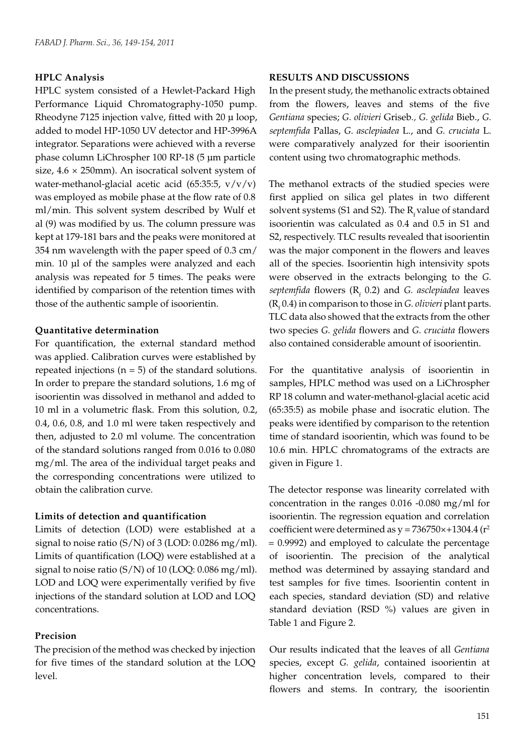**HPLC Analysis**

HPLC system consisted of a Hewlet-Packard High Performance Liquid Chromatography-1050 pump. Rheodyne 7125 injection valve, fitted with 20 µ loop, added to model HP-1050 UV detector and HP-3996A integrator. Separations were achieved with a reverse phase column LiChrospher 100 RP-18 (5 µm particle size, 4.6 × 250mm). An isocratical solvent system of water-methanol-glacial acetic acid (65:35:5, v/v/v) was employed as mobile phase at the flow rate of 0.8 ml/min. This solvent system described by Wulf et al (9) was modified by us. The column pressure was kept at 179-181 bars and the peaks were monitored at 354 nm wavelength with the paper speed of 0.3 cm/min. 10 µl of the samples were analyzed and each analysis was repeated for 5 times. The peaks were identified by comparison of the retention times with those of the authentic sample of isoorientin.

**Quantitative determination**

For quantification, the external standard method was applied. Calibration curves were established by repeated injections (n = 5) of the standard solutions. In order to prepare the standard solutions, 1.6 mg of isoorientin was dissolved in methanol and added to 10 ml in a volumetric flask. From this solution, 0.2, 0.4, 0.6, 0.8, and 1.0 ml were taken respectively and then, adjusted to 2.0 ml volume. The concentration of the standard solutions ranged from 0.016 to 0.080 mg/ml. The area of the individual target peaks and the corresponding concentrations were utilized to obtain the calibration curve.

**Limits of detection and quantification**

Limits of detection (LOD) were established at a signal to noise ratio (S/N) of 3 (LOD: 0.0286 mg/ml). Limits of quantification (LOQ) were established at a signal to noise ratio (S/N) of 10 (LOQ: 0.086 mg/ml). LOD and LOQ were experimentally verified by five injections of the standard solution at LOD and LOQ concentrations.

**Precision**

The precision of the method was checked by injection for five times of the standard solution at the LOQ level.

**RESULTS AND DISCUSSIONS**

In the present study, the methanolic extracts obtained from the flowers, leaves and stems of the five *Gentiana* species; *G. olivieri* Griseb*.*, *G. gelida* Bieb., *G. septemfida* Pallas, *G. asclepiadea* L., and *G. cruciata* L. were comparatively analyzed for their isoorientin content using two chromatographic methods.

The methanol extracts of the studied species were first applied on silica gel plates in two different solvent systems (S1 and S2). The $R_f$ value of standard isoorientin was calculated as 0.4 and 0.5 in S1 and S2, respectively. TLC results revealed that isoorientin was the major component in the flowers and leaves all of the species. Isoorientin high intensivity spots were observed in the extracts belonging to the *G. septemfida* flowers ($R_f$ 0.2) and *G. asclepiadea* leaves ($R_f$ 0.4) in comparison to those in *G. olivieri* plant parts. TLC data also showed that the extracts from the other two species *G. gelida* flowers and *G. cruciata* flowers also contained considerable amount of isoorientin.

For the quantitative analysis of isoorientin in samples, HPLC method was used on a LiChrospher RP 18 column and water-methanol-glacial acetic acid (65:35:5) as mobile phase and isocratic elution. The peaks were identified by comparison to the retention time of standard isoorientin, which was found to be 10.6 min. HPLC chromatograms of the extracts are given in Figure 1.

The detector response was linearity correlated with concentration in the ranges 0.016 -0.080 mg/ml for isoorientin. The regression equation and correlation coefficient were determined as $y = 736750 \times + 1304.4$ ($r^2 = 0.9992$) and employed to calculate the percentage of isoorientin. The precision of the analytical method was determined by assaying standard and test samples for five times. Isoorientin content in each species, standard deviation (SD) and relative standard deviation (RSD %) values are given in Table 1 and Figure 2.

Our results indicated that the leaves of all *Gentiana* species, except *G. gelida*, contained isoorientin at higher concentration levels, compared to their flowers and stems. In contrary, the isoorientin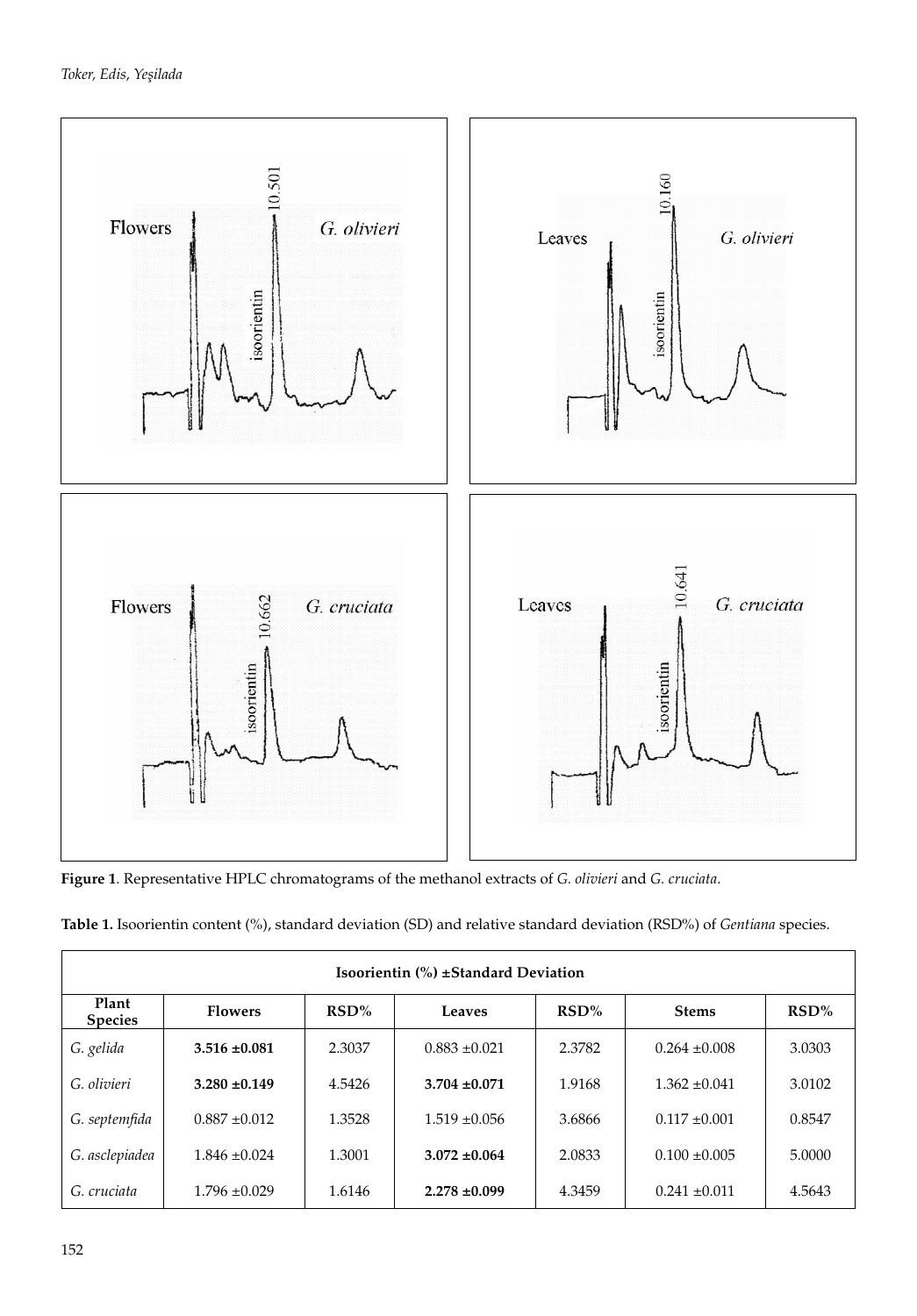**Figure 1**. Representative HPLC chromatograms of the methanol extracts of *G. olivieri* and *G. cruciata*.

**Table 1.** Isoorientin content (%), standard deviation (SD) and relative standard deviation (RSD%) of *Gentiana* species.

| **Isoorientin (%) ±Standard Deviation** | | | | | | |
|---|---|---|---|---|---|---|
| **Plant Species** | **Flowers** | **RSD%** | **Leaves** | **RSD%** | **Stems** | **RSD%** |
| *G. gelida* | **3.516 ±0.081** | 2.3037 | 0.883 ±0.021 | 2.3782 | 0.264 ±0.008 | 3.0303 |
| *G. olivieri* | **3.280 ±0.149** | 4.5426 | **3.704 ±0.071** | 1.9168 | 1.362 ±0.041 | 3.0102 |
| *G. septemfida* | 0.887 ±0.012 | 1.3528 | 1.519 ±0.056 | 3.6866 | 0.117 ±0.001 | 0.8547 |
| *G. asclepiadea* | 1.846 ±0.024 | 1.3001 | **3.072 ±0.064** | 2.0833 | 0.100 ±0.005 | 5.0000 |
| *G. cruciata* | 1.796 ±0.029 | 1.6146 | **2.278 ±0.099** | 4.3459 | 0.241 ±0.011 | 4.5643 |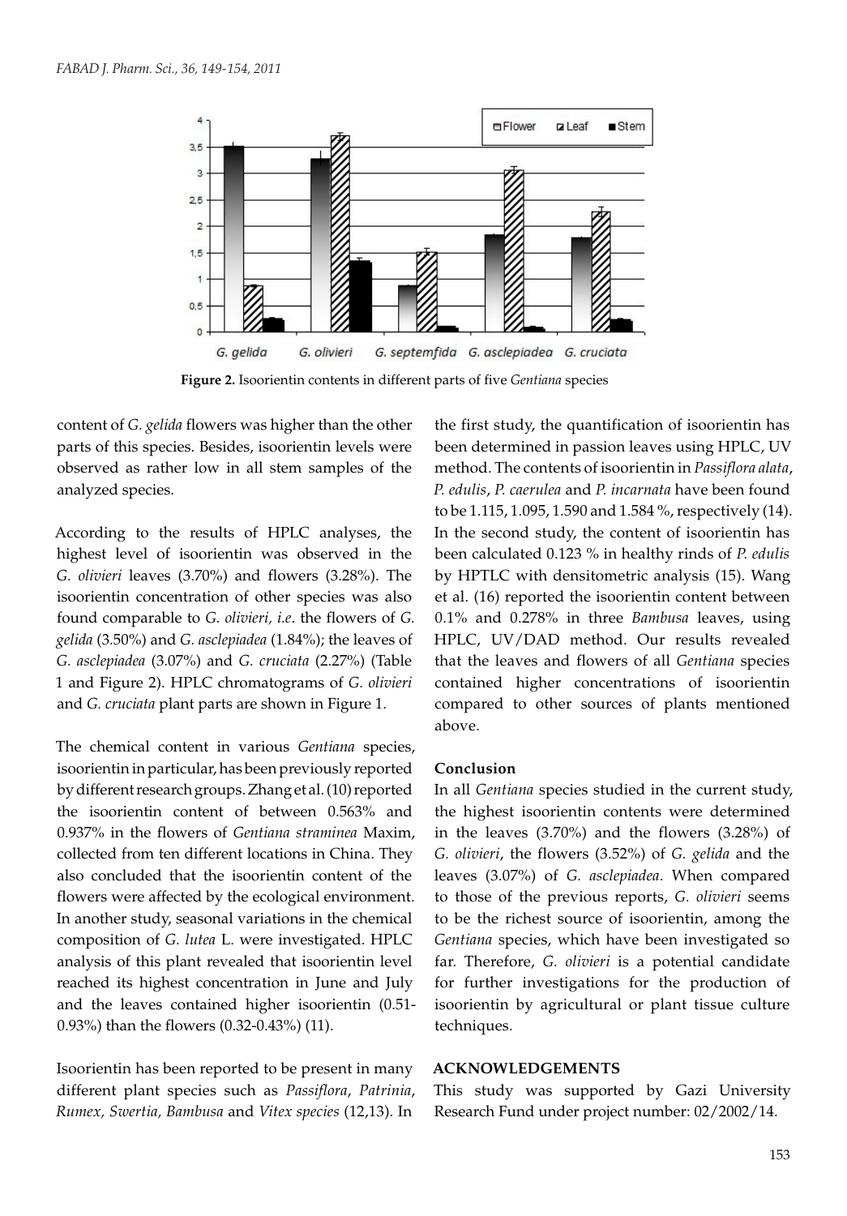**Figure 2.** Isoorientin contents in different parts of five *Gentiana* species

content of *G. gelida* flowers was higher than the other parts of this species. Besides, isoorientin levels were observed as rather low in all stem samples of the analyzed species.

According to the results of HPLC analyses, the highest level of isoorientin was observed in the *G. olivieri* leaves (3.70%) and flowers (3.28%). The isoorientin concentration of other species was also found comparable to *G. olivieri, i.e*. the flowers of *G. gelida* (3.50%) and *G. asclepiadea* (1.84%); the leaves of *G. asclepiadea* (3.07%) and *G. cruciata* (2.27%) (Table 1 and Figure 2). HPLC chromatograms of *G. olivieri* and *G. cruciata* plant parts are shown in Figure 1.

The chemical content in various *Gentiana* species, isoorientin in particular, has been previously reported by different research groups. Zhang et al. (10) reported the isoorientin content of between 0.563% and 0.937% in the flowers of *Gentiana straminea* Maxim, collected from ten different locations in China. They also concluded that the isoorientin content of the flowers were affected by the ecological environment. In another study, seasonal variations in the chemical composition of *G. lutea* L. were investigated. HPLC analysis of this plant revealed that isoorientin level reached its highest concentration in June and July and the leaves contained higher isoorientin (0.51-0.93%) than the flowers (0.32-0.43%) (11).

Isoorientin has been reported to be present in many different plant species such as *Passiflora*, *Patrinia*, *Rumex, Swertia, Bambusa* and *Vitex species* (12,13). In the first study, the quantification of isoorientin has been determined in passion leaves using HPLC, UV method. The contents of isoorientin in *Passiflora alata*, *P. edulis*, *P. caerulea* and *P. incarnata* have been found to be 1.115, 1.095, 1.590 and 1.584 %, respectively (14). In the second study, the content of isoorientin has been calculated 0.123 % in healthy rinds of *P. edulis* by HPTLC with densitometric analysis (15). Wang et al. (16) reported the isoorientin content between 0.1% and 0.278% in three *Bambusa* leaves, using HPLC, UV/DAD method. Our results revealed that the leaves and flowers of all *Gentiana* species contained higher concentrations of isoorientin compared to other sources of plants mentioned above.

## Conclusion

In all *Gentiana* species studied in the current study, the highest isoorientin contents were determined in the leaves (3.70%) and the flowers (3.28%) of *G. olivieri*, the flowers (3.52%) of *G. gelida* and the leaves (3.07%) of *G. asclepiadea*. When compared to those of the previous reports, *G. olivieri* seems to be the richest source of isoorientin, among the *Gentiana* species, which have been investigated so far. Therefore, *G. olivieri* is a potential candidate for further investigations for the production of isoorientin by agricultural or plant tissue culture techniques.

## ACKNOWLEDGEMENTS

This study was supported by Gazi University Research Fund under project number: 02/2002/14.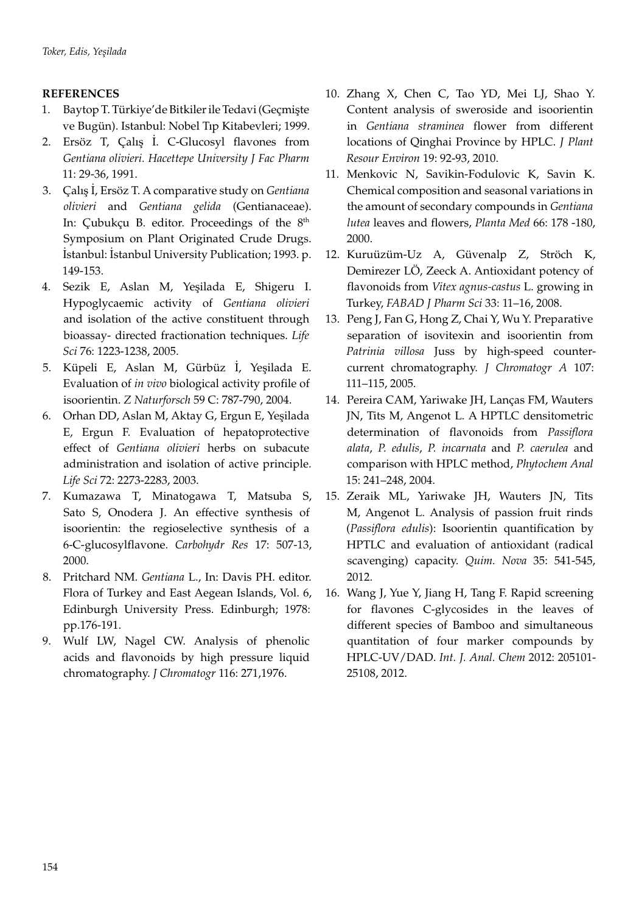**REFERENCES**

1. Baytop T. Türkiye'de Bitkiler ile Tedavi (Geçmişte ve Bugün). Istanbul: Nobel Tıp Kitabevleri; 1999.
2. Ersöz T, Çalış İ. C-Glucosyl flavones from *Gentiana olivieri*. *Hacettepe University J Fac Pharm* 11: 29-36, 1991.
3. Çalış İ, Ersöz T. A comparative study on *Gentiana olivieri* and *Gentiana gelida* (Gentianaceae). In: Çubukçu B. editor. Proceedings of the 8th Symposium on Plant Originated Crude Drugs. İstanbul: İstanbul University Publication; 1993. p. 149-153.
4. Sezik E, Aslan M, Yeşilada E, Shigeru I. Hypoglycaemic activity of *Gentiana olivieri* and isolation of the active constituent through bioassay- directed fractionation techniques. *Life Sci* 76: 1223-1238, 2005.
5. Küpeli E, Aslan M, Gürbüz İ, Yeşilada E. Evaluation of *in vivo* biological activity profile of isoorientin. *Z Naturforsch* 59 C: 787-790, 2004.
6. Orhan DD, Aslan M, Aktay G, Ergun E, Yeşilada E, Ergun F. Evaluation of hepatoprotective effect of *Gentiana olivieri* herbs on subacute administration and isolation of active principle. *Life Sci* 72: 2273-2283, 2003.
7. Kumazawa T, Minatogawa T, Matsuba S, Sato S, Onodera J. An effective synthesis of isoorientin: the regioselective synthesis of a 6-C-glucosylflavone. *Carbohydr Res* 17: 507-13, 2000.
8. Pritchard NM. *Gentiana* L., In: Davis PH. editor. Flora of Turkey and East Aegean Islands, Vol. 6, Edinburgh University Press. Edinburgh; 1978: pp.176-191.
9. Wulf LW, Nagel CW. Analysis of phenolic acids and flavonoids by high pressure liquid chromatography. *J Chromatogr* 116: 271,1976.
10. Zhang X, Chen C, Tao YD, Mei LJ, Shao Y. Content analysis of sweroside and isoorientin in *Gentiana straminea* flower from different locations of Qinghai Province by HPLC. *J Plant Resour Environ* 19: 92-93, 2010.
11. Menkovic N, Savikin-Fodulovic K, Savin K. Chemical composition and seasonal variations in the amount of secondary compounds in *Gentiana lutea* leaves and flowers, *Planta Med* 66: 178 -180, 2000.
12. Kuruüzüm-Uz A, Güvenalp Z, Ströch K, Demirezer LÖ, Zeeck A. Antioxidant potency of flavonoids from *Vitex agnus-castus* L. growing in Turkey, *FABAD J Pharm Sci* 33: 11–16, 2008.
13. Peng J, Fan G, Hong Z, Chai Y, Wu Y. Preparative separation of isovitexin and isoorientin from *Patrinia villosa* Juss by high-speed counter-current chromatography. *J Chromatogr A* 107: 111–115, 2005.
14. Pereira CAM, Yariwake JH, Lanças FM, Wauters JN, Tits M, Angenot L. A HPTLC densitometric determination of flavonoids from *Passiflora alata*, *P. edulis*, *P. incarnata* and *P. caerulea* and comparison with HPLC method, *Phytochem Anal* 15: 241–248, 2004.
15. Zeraik ML, Yariwake JH, Wauters JN, Tits M, Angenot L. Analysis of passion fruit rinds (*Passiflora edulis*): Isoorientin quantification by HPTLC and evaluation of antioxidant (radical scavenging) capacity. *Quim. Nova* 35: 541-545, 2012.
16. Wang J, Yue Y, Jiang H, Tang F. Rapid screening for flavones C-glycosides in the leaves of different species of Bamboo and simultaneous quantitation of four marker compounds by HPLC-UV/DAD. *Int. J. Anal. Chem* 2012: 205101-25108, 2012.